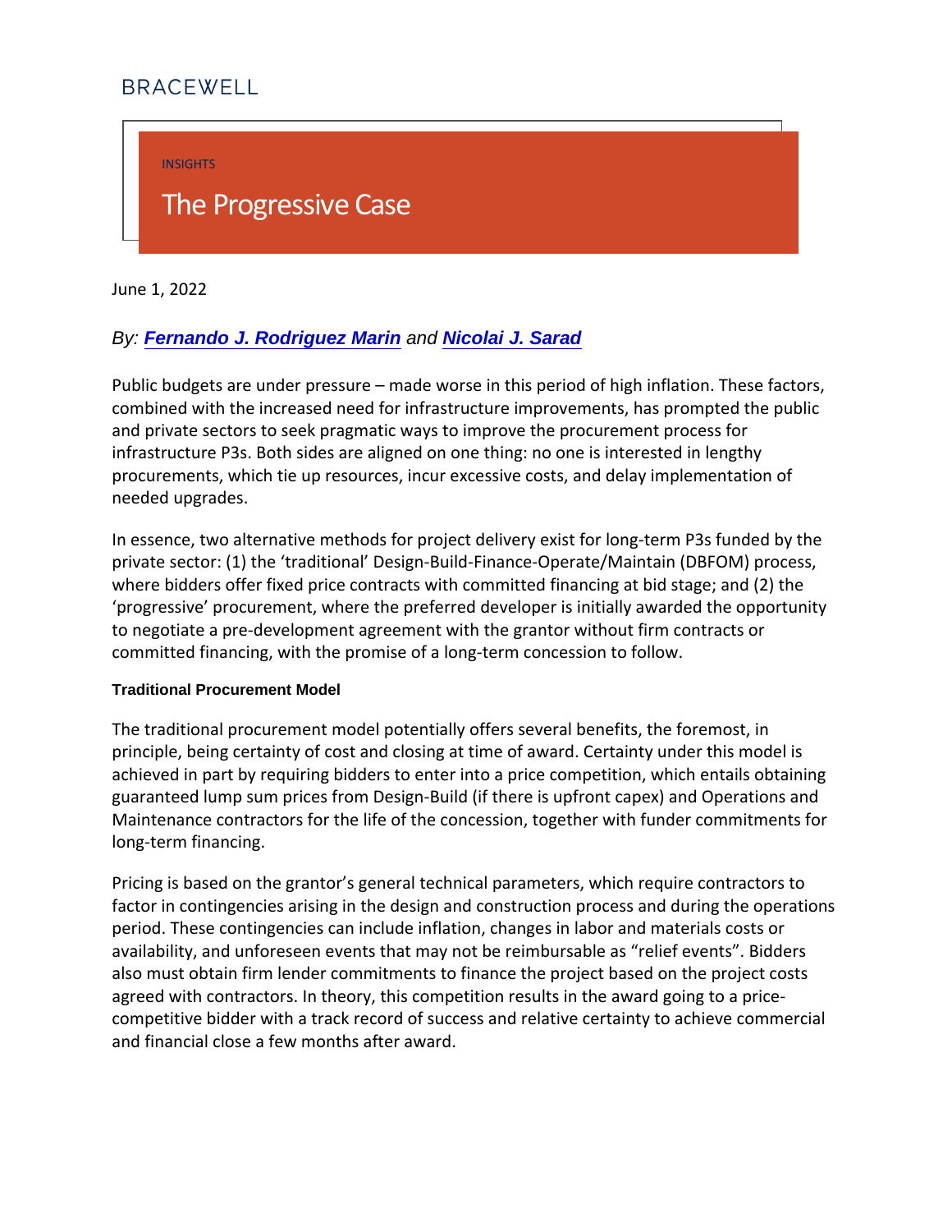BRACEWELL

INSIGHTS

# The Progressive Case

June 1, 2022

*By: Fernando J. Rodriguez Marin and Nicolai J. Sarad*

Public budgets are under pressure – made worse in this period of high inflation. These factors, combined with the increased need for infrastructure improvements, has prompted the public and private sectors to seek pragmatic ways to improve the procurement process for infrastructure P3s. Both sides are aligned on one thing: no one is interested in lengthy procurements, which tie up resources, incur excessive costs, and delay implementation of needed upgrades.

In essence, two alternative methods for project delivery exist for long-term P3s funded by the private sector: (1) the 'traditional' Design-Build-Finance-Operate/Maintain (DBFOM) process, where bidders offer fixed price contracts with committed financing at bid stage; and (2) the 'progressive' procurement, where the preferred developer is initially awarded the opportunity to negotiate a pre-development agreement with the grantor without firm contracts or committed financing, with the promise of a long-term concession to follow.

#### Traditional Procurement Model

The traditional procurement model potentially offers several benefits, the foremost, in principle, being certainty of cost and closing at time of award. Certainty under this model is achieved in part by requiring bidders to enter into a price competition, which entails obtaining guaranteed lump sum prices from Design-Build (if there is upfront capex) and Operations and Maintenance contractors for the life of the concession, together with funder commitments for long-term financing.

Pricing is based on the grantor's general technical parameters, which require contractors to factor in contingencies arising in the design and construction process and during the operations period. These contingencies can include inflation, changes in labor and materials costs or availability, and unforeseen events that may not be reimbursable as "relief events". Bidders also must obtain firm lender commitments to finance the project based on the project costs agreed with contractors. In theory, this competition results in the award going to a price-competitive bidder with a track record of success and relative certainty to achieve commercial and financial close a few months after award.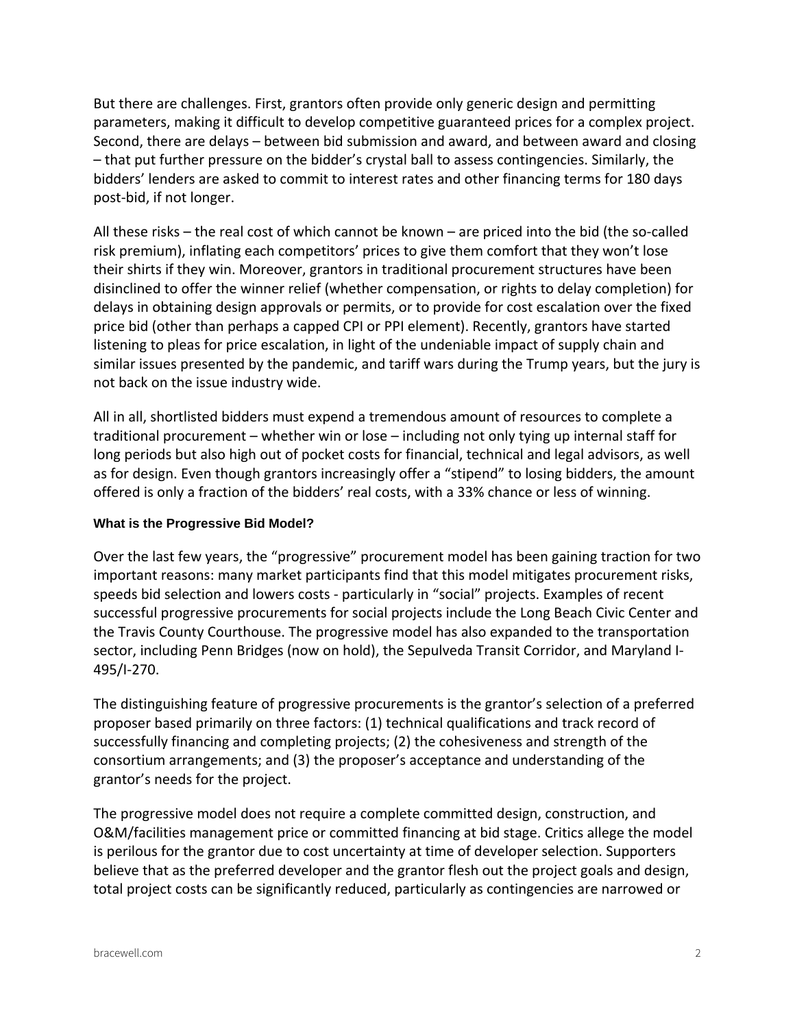But there are challenges. First, grantors often provide only generic design and permitting parameters, making it difficult to develop competitive guaranteed prices for a complex project. Second, there are delays – between bid submission and award, and between award and closing – that put further pressure on the bidder's crystal ball to assess contingencies. Similarly, the bidders' lenders are asked to commit to interest rates and other financing terms for 180 days post-bid, if not longer.

All these risks – the real cost of which cannot be known – are priced into the bid (the so-called risk premium), inflating each competitors' prices to give them comfort that they won't lose their shirts if they win. Moreover, grantors in traditional procurement structures have been disinclined to offer the winner relief (whether compensation, or rights to delay completion) for delays in obtaining design approvals or permits, or to provide for cost escalation over the fixed price bid (other than perhaps a capped CPI or PPI element). Recently, grantors have started listening to pleas for price escalation, in light of the undeniable impact of supply chain and similar issues presented by the pandemic, and tariff wars during the Trump years, but the jury is not back on the issue industry wide.

All in all, shortlisted bidders must expend a tremendous amount of resources to complete a traditional procurement – whether win or lose – including not only tying up internal staff for long periods but also high out of pocket costs for financial, technical and legal advisors, as well as for design. Even though grantors increasingly offer a "stipend" to losing bidders, the amount offered is only a fraction of the bidders' real costs, with a 33% chance or less of winning.

**What is the Progressive Bid Model?**

Over the last few years, the "progressive" procurement model has been gaining traction for two important reasons: many market participants find that this model mitigates procurement risks, speeds bid selection and lowers costs - particularly in "social" projects. Examples of recent successful progressive procurements for social projects include the Long Beach Civic Center and the Travis County Courthouse. The progressive model has also expanded to the transportation sector, including Penn Bridges (now on hold), the Sepulveda Transit Corridor, and Maryland I-495/I-270.

The distinguishing feature of progressive procurements is the grantor's selection of a preferred proposer based primarily on three factors: (1) technical qualifications and track record of successfully financing and completing projects; (2) the cohesiveness and strength of the consortium arrangements; and (3) the proposer's acceptance and understanding of the grantor's needs for the project.

The progressive model does not require a complete committed design, construction, and O&M/facilities management price or committed financing at bid stage. Critics allege the model is perilous for the grantor due to cost uncertainty at time of developer selection. Supporters believe that as the preferred developer and the grantor flesh out the project goals and design, total project costs can be significantly reduced, particularly as contingencies are narrowed or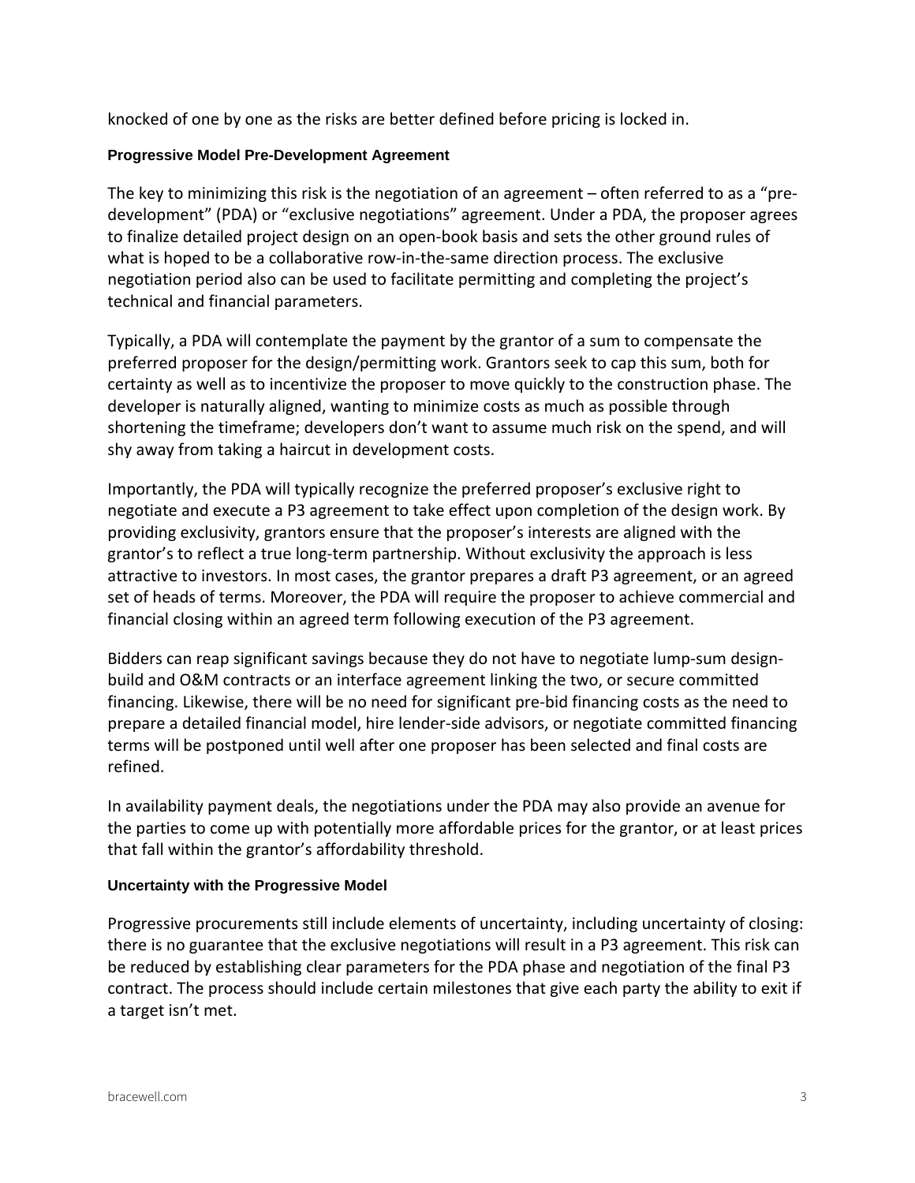knocked of one by one as the risks are better defined before pricing is locked in.

### Progressive Model Pre-Development Agreement

The key to minimizing this risk is the negotiation of an agreement – often referred to as a "pre-development" (PDA) or "exclusive negotiations" agreement. Under a PDA, the proposer agrees to finalize detailed project design on an open-book basis and sets the other ground rules of what is hoped to be a collaborative row-in-the-same direction process. The exclusive negotiation period also can be used to facilitate permitting and completing the project's technical and financial parameters.

Typically, a PDA will contemplate the payment by the grantor of a sum to compensate the preferred proposer for the design/permitting work. Grantors seek to cap this sum, both for certainty as well as to incentivize the proposer to move quickly to the construction phase. The developer is naturally aligned, wanting to minimize costs as much as possible through shortening the timeframe; developers don't want to assume much risk on the spend, and will shy away from taking a haircut in development costs.

Importantly, the PDA will typically recognize the preferred proposer's exclusive right to negotiate and execute a P3 agreement to take effect upon completion of the design work. By providing exclusivity, grantors ensure that the proposer's interests are aligned with the grantor's to reflect a true long-term partnership. Without exclusivity the approach is less attractive to investors. In most cases, the grantor prepares a draft P3 agreement, or an agreed set of heads of terms. Moreover, the PDA will require the proposer to achieve commercial and financial closing within an agreed term following execution of the P3 agreement.

Bidders can reap significant savings because they do not have to negotiate lump-sum design-build and O&M contracts or an interface agreement linking the two, or secure committed financing. Likewise, there will be no need for significant pre-bid financing costs as the need to prepare a detailed financial model, hire lender-side advisors, or negotiate committed financing terms will be postponed until well after one proposer has been selected and final costs are refined.

In availability payment deals, the negotiations under the PDA may also provide an avenue for the parties to come up with potentially more affordable prices for the grantor, or at least prices that fall within the grantor's affordability threshold.

### Uncertainty with the Progressive Model

Progressive procurements still include elements of uncertainty, including uncertainty of closing: there is no guarantee that the exclusive negotiations will result in a P3 agreement. This risk can be reduced by establishing clear parameters for the PDA phase and negotiation of the final P3 contract. The process should include certain milestones that give each party the ability to exit if a target isn't met.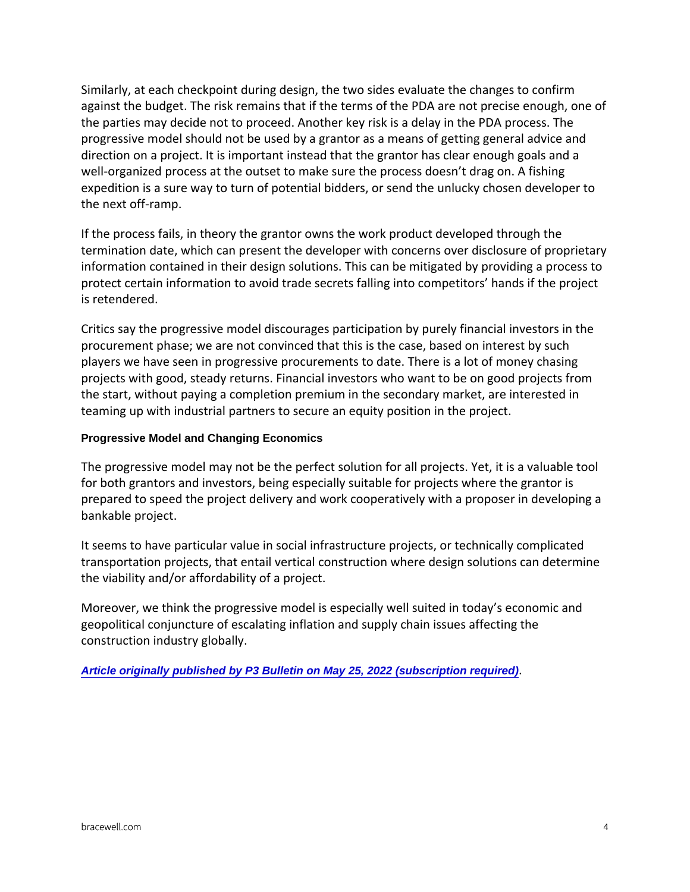Similarly, at each checkpoint during design, the two sides evaluate the changes to confirm against the budget. The risk remains that if the terms of the PDA are not precise enough, one of the parties may decide not to proceed. Another key risk is a delay in the PDA process. The progressive model should not be used by a grantor as a means of getting general advice and direction on a project. It is important instead that the grantor has clear enough goals and a well-organized process at the outset to make sure the process doesn't drag on. A fishing expedition is a sure way to turn of potential bidders, or send the unlucky chosen developer to the next off-ramp.

If the process fails, in theory the grantor owns the work product developed through the termination date, which can present the developer with concerns over disclosure of proprietary information contained in their design solutions. This can be mitigated by providing a process to protect certain information to avoid trade secrets falling into competitors' hands if the project is retendered.

Critics say the progressive model discourages participation by purely financial investors in the procurement phase; we are not convinced that this is the case, based on interest by such players we have seen in progressive procurements to date. There is a lot of money chasing projects with good, steady returns. Financial investors who want to be on good projects from the start, without paying a completion premium in the secondary market, are interested in teaming up with industrial partners to secure an equity position in the project.

### Progressive Model and Changing Economics

The progressive model may not be the perfect solution for all projects. Yet, it is a valuable tool for both grantors and investors, being especially suitable for projects where the grantor is prepared to speed the project delivery and work cooperatively with a proposer in developing a bankable project.

It seems to have particular value in social infrastructure projects, or technically complicated transportation projects, that entail vertical construction where design solutions can determine the viability and/or affordability of a project.

Moreover, we think the progressive model is especially well suited in today's economic and geopolitical conjuncture of escalating inflation and supply chain issues affecting the construction industry globally.

***Article originally published by P3 Bulletin on May 25, 2022 (subscription required)***.